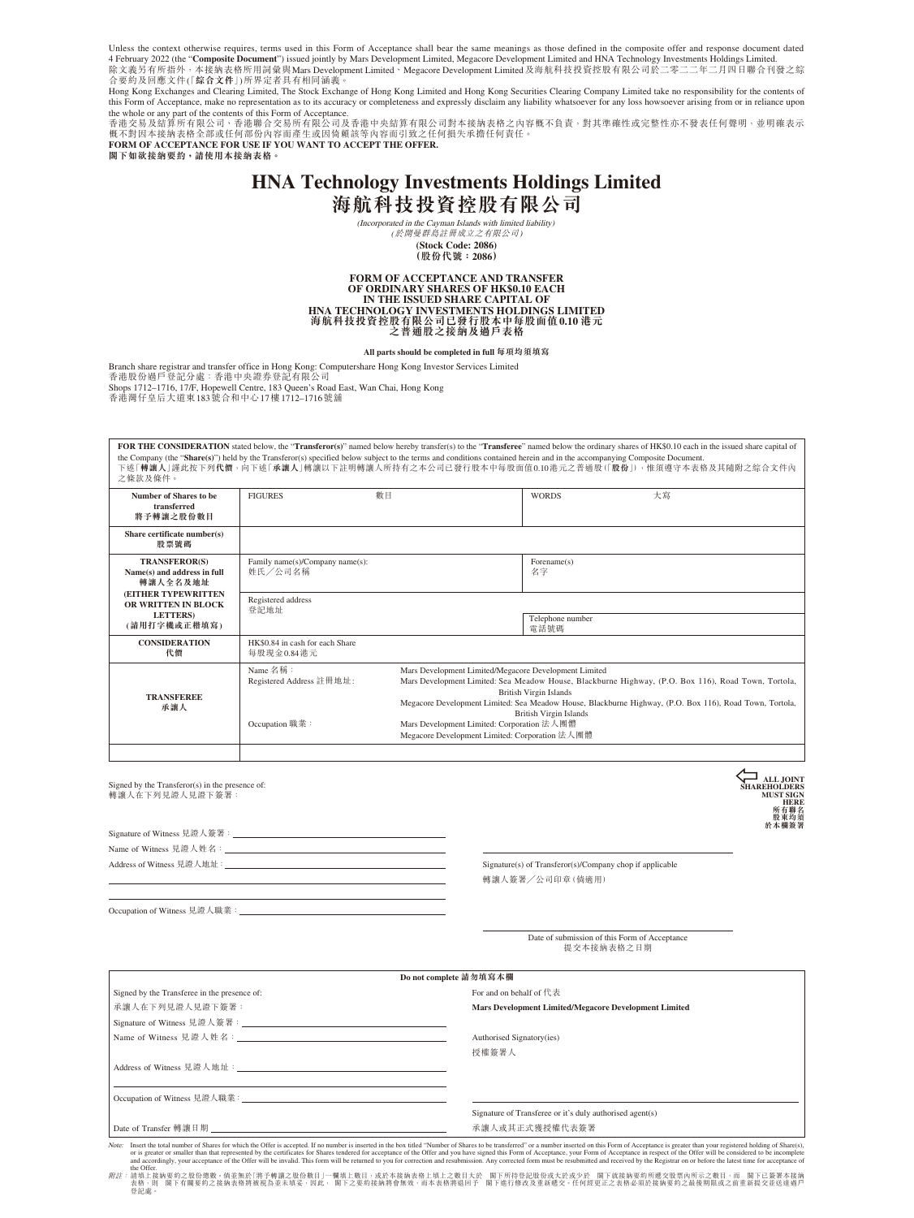Unless the context otherwise requires, terms used in this Form of Acceptance shall bear the same meanings as those defined in the composite offer and response document dated 4 February 2022 (the "**Composite Document**") issued jointly by Mars Development Limited, Megacore Development Limited and HNA Technology Investments Holdings Limited.

除文義另有所指外，本接納表格所用詞彙與Mars Development Limited、Megacore Development Limited及海航科技投資控股有限公司於二零二二年二月四日聯合刊發之綜合要約及回應文件(「**綜合文件**」)所界定者具有相同涵義。

Hong Kong Exchanges and Clearing Limited, The Stock Exchange of Hong Kong Limited and Hong Kong Securities Clearing Company Limited take no responsibility for the contents of this Form of Acceptance, make no representation as to its accuracy or completeness and expressly disclaim any liability whatsoever for any loss howsoever arising from or in reliance upon the whole or any part of the contents of this Form of Acceptance.

香港交易及結算所有限公司、香港聯合交易所有限公司及香港中央結算有限公司對本接納表格之內容概不負責，對其準確性或完整性亦不發表任何聲明，並明確表示概不對因本接納表格全部或任何部份內容而產生或因倚賴該等內容而引致之任何損失承擔任何責任。

**FORM OF ACCEPTANCE FOR USE IF YOU WANT TO ACCEPT THE OFFER.**

**閣下如欲接納要約，請使用本接納表格。**

# HNA Technology Investments Holdings Limited
# 海航科技投資控股有限公司

*(Incorporated in the Cayman Islands with limited liability)*
*(於開曼群島註冊成立之有限公司)*

**(Stock Code: 2086)**
**(股份代號：2086)**

## FORM OF ACCEPTANCE AND TRANSFER OF ORDINARY SHARES OF HK$0.10 EACH IN THE ISSUED SHARE CAPITAL OF HNA TECHNOLOGY INVESTMENTS HOLDINGS LIMITED
## 海航科技投資控股有限公司已發行股本中每股面值0.10港元之普通股之接納及過戶表格

**All parts should be completed in full 每項均須填寫**

Branch share registrar and transfer office in Hong Kong: Computershare Hong Kong Investor Services Limited
香港股份過戶登記分處：香港中央證券登記有限公司
Shops 1712–1716, 17/F, Hopewell Centre, 183 Queen's Road East, Wan Chai, Hong Kong
香港灣仔皇后大道東183號合和中心17樓1712–1716號舖

**FOR THE CONSIDERATION** stated below, the "**Transferor(s)**" named below hereby transfer(s) to the "**Transferee**" named below the ordinary shares of HK$0.10 each in the issued share capital of the Company (the "**Share(s)**") held by the Transferor(s) specified below subject to the terms and conditions contained herein and in the accompanying Composite Document.

下述「**轉讓人**」謹此按下列**代價**，向下述「**承讓人**」轉讓以下註明轉讓人所持有之本公司已發行股本中每股面值0.10港元之普通股(「**股份**」)，惟須遵守本表格及其隨附之綜合文件內之條款及條件。

| | | | |
|---|---|---|---|
| **Number of Shares to be transferred 將予轉讓之股份數目** | FIGURES 數目 | | WORDS 大寫 |
| **Share certificate number(s) 股票號碼** | | | |
| **TRANSFEROR(S) Name(s) and address in full 轉讓人全名及地址 (EITHER TYPEWRITTEN OR WRITTEN IN BLOCK LETTERS) (請用打字機或正楷填寫)** | Family name(s)/Company name(s): 姓氏／公司名稱 | | Forename(s) 名字 |
| | Registered address 登記地址 | | Telephone number 電話號碼 |
| **CONSIDERATION 代價** | HK$0.84 in cash for each Share 每股現金0.84港元 | | |
| **TRANSFEREE 承讓人** | Name 名稱： | Mars Development Limited/Megacore Development Limited | |
| | Registered Address 註冊地址： | Mars Development Limited: Sea Meadow House, Blackburne Highway, (P.O. Box 116), Road Town, Tortola, British Virgin Islands<br>Megacore Development Limited: Sea Meadow House, Blackburne Highway, (P.O. Box 116), Road Town, Tortola, British Virgin Islands | |
| | Occupation 職業： | Mars Development Limited: Corporation 法人團體<br>Megacore Development Limited: Corporation 法人團體 | |
| | | | |

Signed by the Transferor(s) in the presence of:
轉讓人在下列見證人見證下簽署：

**ALL JOINT SHAREHOLDERS MUST SIGN HERE 所有聯名股東均須於本欄簽署**

Signature of Witness 見證人簽署：

Name of Witness 見證人姓名：

Address of Witness 見證人地址：

Occupation of Witness 見證人職業：

Signature(s) of Transferor(s)/Company chop if applicable
轉讓人簽署／公司印章(倘適用)

Date of submission of this Form of Acceptance
提交本接納表格之日期

**Do not complete 請勿填寫本欄**

Signed by the Transferee in the presence of:
承讓人在下列見證人見證下簽署：

Signature of Witness 見證人簽署：

Name of Witness 見證人姓名：

Address of Witness 見證人地址：

Occupation of Witness 見證人職業：

Date of Transfer 轉讓日期

For and on behalf of 代表
**Mars Development Limited/Megacore Development Limited**

Authorised Signatory(ies)
授權簽署人

Signature of Transferee or it's duly authorised agent(s)
承讓人或其正式獲授權代表簽署

*Note:* Insert the total number of Shares for which the Offer is accepted. If no number is inserted in the box titled "Number of Shares to be transferred" or a number inserted on this Form of Acceptance is greater than your registered holding of Share(s), or is greater or smaller than that represented by the certificates for Shares tendered for acceptance of the Offer and you have signed this Form of Acceptance, your Form of Acceptance in respect of the Offer will be considered to be incomplete and accordingly, your acceptance of the Offer will be invalid. This form will be returned to you for correction and resubmission. Any corrected form must be resubmitted and received by the Registrar on or before the latest time for acceptance of the Offer.

*附註：* 請填上接納要約之股份總數。倘並無於「將予轉讓之股份數目」一欄填上數目，或於本接納表格上填上之數目大於　閣下所持登記股份或大於或少於　閣下就接納要約所遞交股票內所示之數目，而　閣下已簽署本接納表格，則　閣下有關要約之接納表格將被視為並未填妥，因此，閣下之要約接納將會無效，而本表格將退回予　閣下進行修改及重新遞交。任何經更正之表格必須於接納要約之最後期限或之前重新提交並送達過戶登記處。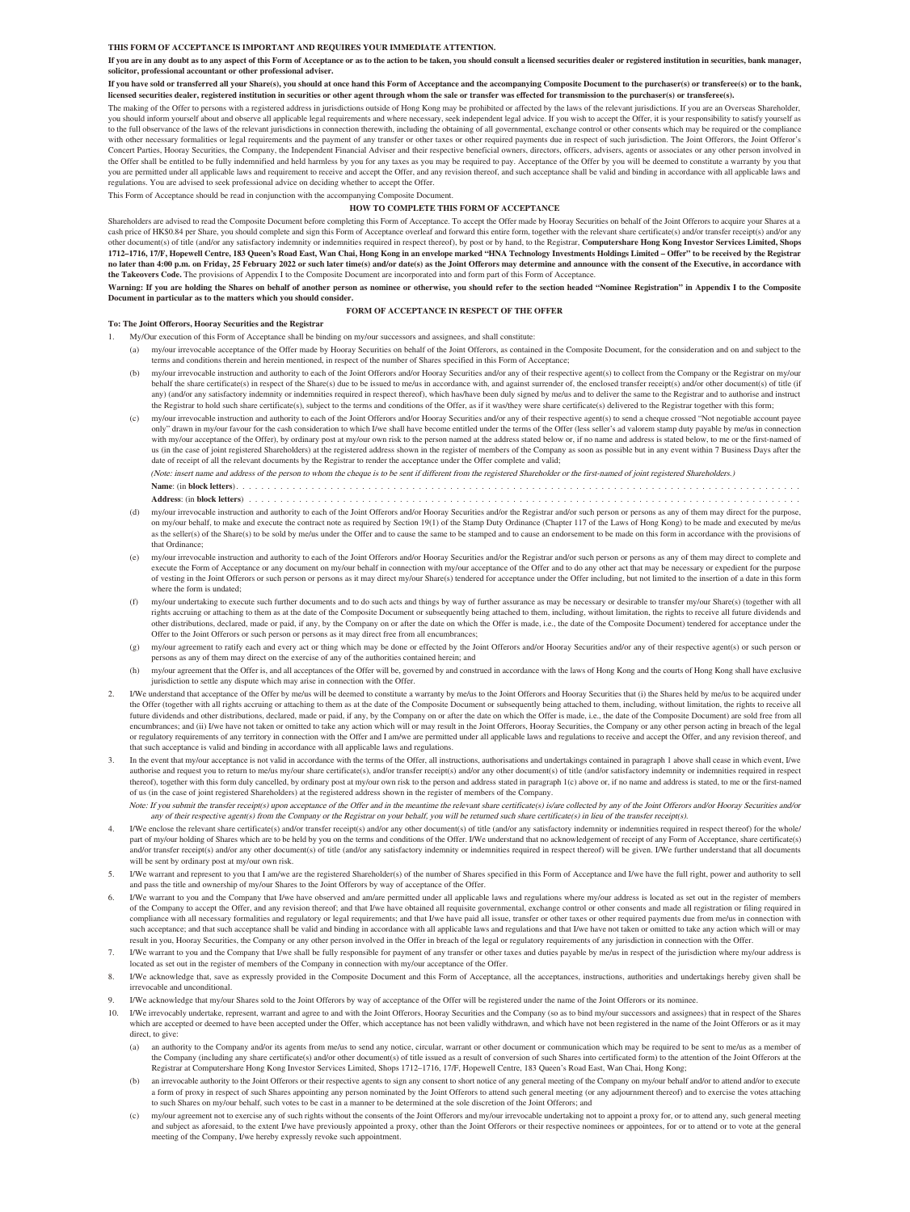**THIS FORM OF ACCEPTANCE IS IMPORTANT AND REQUIRES YOUR IMMEDIATE ATTENTION.**

**If you are in any doubt as to any aspect of this Form of Acceptance or as to the action to be taken, you should consult a licensed securities dealer or registered institution in securities, bank manager, solicitor, professional accountant or other professional adviser.**

**If you have sold or transferred all your Share(s), you should at once hand this Form of Acceptance and the accompanying Composite Document to the purchaser(s) or transferee(s) or to the bank, licensed securities dealer, registered institution in securities or other agent through whom the sale or transfer was effected for transmission to the purchaser(s) or transferee(s).**

The making of the Offer to persons with a registered address in jurisdictions outside of Hong Kong may be prohibited or affected by the laws of the relevant jurisdictions. If you are an Overseas Shareholder, you should inform yourself about and observe all applicable legal requirements and where necessary, seek independent legal advice. If you wish to accept the Offer, it is your responsibility to satisfy yourself as to the full observance of the laws of the relevant jurisdictions in connection therewith, including the obtaining of all governmental, exchange control or other consents which may be required or the compliance with other necessary formalities or legal requirements and the payment of any transfer or other taxes or other required payments due in respect of such jurisdiction. The Joint Offerors, the Joint Offeror's Concert Parties, Hooray Securities, the Company, the Independent Financial Adviser and their respective beneficial owners, directors, officers, advisers, agents or associates or any other person involved in the Offer shall be entitled to be fully indemnified and held harmless by you for any taxes as you may be required to pay. Acceptance of the Offer by you will be deemed to constitute a warranty by you that you are permitted under all applicable laws and requirement to receive and accept the Offer, and any revision thereof, and such acceptance shall be valid and binding in accordance with all applicable laws and regulations. You are advised to seek professional advice on deciding whether to accept the Offer.

This Form of Acceptance should be read in conjunction with the accompanying Composite Document.

## HOW TO COMPLETE THIS FORM OF ACCEPTANCE

Shareholders are advised to read the Composite Document before completing this Form of Acceptance. To accept the Offer made by Hooray Securities on behalf of the Joint Offerors to acquire your Shares at a cash price of HK$0.84 per Share, you should complete and sign this Form of Acceptance overleaf and forward this entire form, together with the relevant share certificate(s) and/or transfer receipt(s) and/or any other document(s) of title (and/or any satisfactory indemnity or indemnities required in respect thereof), by post or by hand, to the Registrar, **Computershare Hong Kong Investor Services Limited, Shops 1712–1716, 17/F, Hopewell Centre, 183 Queen's Road East, Wan Chai, Hong Kong in an envelope marked "HNA Technology Investments Holdings Limited – Offer" to be received by the Registrar no later than 4:00 p.m. on Friday, 25 February 2022 or such later time(s) and/or date(s) as the Joint Offerors may determine and announce with the consent of the Executive, in accordance with the Takeovers Code.** The provisions of Appendix I to the Composite Document are incorporated into and form part of this Form of Acceptance.

**Warning: If you are holding the Shares on behalf of another person as nominee or otherwise, you should refer to the section headed "Nominee Registration" in Appendix I to the Composite Document in particular as to the matters which you should consider.**

## FORM OF ACCEPTANCE IN RESPECT OF THE OFFER

**To: The Joint Offerors, Hooray Securities and the Registrar**

1. My/Our execution of this Form of Acceptance shall be binding on my/our successors and assignees, and shall constitute:
   (a) my/our irrevocable acceptance of the Offer made by Hooray Securities on behalf of the Joint Offerors, as contained in the Composite Document, for the consideration and on and subject to the terms and conditions therein and herein mentioned, in respect of the number of Shares specified in this Form of Acceptance;
   (b) my/our irrevocable instruction and authority to each of the Joint Offerors and/or Hooray Securities and/or any of their respective agent(s) to collect from the Company or the Registrar on my/our behalf the share certificate(s) in respect of the Share(s) due to be issued to me/us in accordance with, and against surrender of, the enclosed transfer receipt(s) and/or other document(s) of title (if any) (and/or any satisfactory indemnity or indemnities required in respect thereof), which has/have been duly signed by me/us and to deliver the same to the Registrar and to authorise and instruct the Registrar to hold such share certificate(s), subject to the terms and conditions of the Offer, as if it was/they were share certificate(s) delivered to the Registrar together with this form;
   (c) my/our irrevocable instruction and authority to each of the Joint Offerors and/or Hooray Securities and/or any of their respective agent(s) to send a cheque crossed "Not negotiable account payee only" drawn in my/our favour for the cash consideration to which I/we shall have become entitled under the terms of the Offer (less seller's ad valorem stamp duty payable by me/us in connection with my/our acceptance of the Offer), by ordinary post at my/our own risk to the person named at the address stated below or, if no name and address is stated below, to me or the first-named of us (in the case of joint registered Shareholders) at the registered address shown in the register of members of the Company as soon as possible but in any event within 7 Business Days after the date of receipt of all the relevant documents by the Registrar to render the acceptance under the Offer complete and valid;

      *(Note: insert name and address of the person to whom the cheque is to be sent if different from the registered Shareholder or the first-named of joint registered Shareholders.)*

      **Name**: (in **block letters**) . . . . . . . . . . . . . . . . . . . . . . . . . . . . . . . . . . . . . . . . . . . . . . . . . . . . . . . . . . . . . . . . . . . . . . . . . .

      **Address**: (in **block letters**) . . . . . . . . . . . . . . . . . . . . . . . . . . . . . . . . . . . . . . . . . . . . . . . . . . . . . . . . . . . . . . . . . . . . . . . . .
   (d) my/our irrevocable instruction and authority to each of the Joint Offerors and/or Hooray Securities and/or the Registrar and/or such person or persons as any of them may direct for the purpose, on my/our behalf, to make and execute the contract note as required by Section 19(1) of the Stamp Duty Ordinance (Chapter 117 of the Laws of Hong Kong) to be made and executed by me/us as the seller(s) of the Share(s) to be sold by me/us under the Offer and to cause the same to be stamped and to cause an endorsement to be made on this form in accordance with the provisions of that Ordinance;
   (e) my/our irrevocable instruction and authority to each of the Joint Offerors and/or Hooray Securities and/or the Registrar and/or such person or persons as any of them may direct to complete and execute the Form of Acceptance or any document on my/our behalf in connection with my/our acceptance of the Offer and to do any other act that may be necessary or expedient for the purpose of vesting in the Joint Offerors or such person or persons as it may direct my/our Share(s) tendered for acceptance under the Offer including, but not limited to the insertion of a date in this form where the form is undated;
   (f) my/our undertaking to execute such further documents and to do such acts and things by way of further assurance as may be necessary or desirable to transfer my/our Share(s) (together with all rights accruing or attaching to them as at the date of the Composite Document or subsequently being attached to them, including, without limitation, the rights to receive all future dividends and other distributions, declared, made or paid, if any, by the Company on or after the date on which the Offer is made, i.e., the date of the Composite Document) tendered for acceptance under the Offer to the Joint Offerors or such person or persons as it may direct free from all encumbrances;
   (g) my/our agreement to ratify each and every act or thing which may be done or effected by the Joint Offerors and/or Hooray Securities and/or any of their respective agent(s) or such person or persons as any of them may direct on the exercise of any of the authorities contained herein; and
   (h) my/our agreement that the Offer is, and all acceptances of the Offer will be, governed by and construed in accordance with the laws of Hong Kong and the courts of Hong Kong shall have exclusive jurisdiction to settle any dispute which may arise in connection with the Offer.
2. I/We understand that acceptance of the Offer by me/us will be deemed to constitute a warranty by me/us to the Joint Offerors and Hooray Securities that (i) the Shares held by me/us to be acquired under the Offer (together with all rights accruing or attaching to them as at the date of the Composite Document or subsequently being attached to them, including, without limitation, the rights to receive all future dividends and other distributions, declared, made or paid, if any, by the Company on or after the date on which the Offer is made, i.e., the date of the Composite Document) are sold free from all encumbrances; and (ii) I/we have not taken or omitted to take any action which will or may result in the Joint Offerors, Hooray Securities, the Company or any other person acting in breach of the legal or regulatory requirements of any territory in connection with the Offer and I am/we are permitted under all applicable laws and regulations to receive and accept the Offer, and any revision thereof, and that such acceptance is valid and binding in accordance with all applicable laws and regulations.
3. In the event that my/our acceptance is not valid in accordance with the terms of the Offer, all instructions, authorisations and undertakings contained in paragraph 1 above shall cease in which event, I/we authorise and request you to return to me/us my/our share certificate(s), and/or transfer receipt(s) and/or any other document(s) of title (and/or satisfactory indemnity or indemnities required in respect thereof), together with this form duly cancelled, by ordinary post at my/our own risk to the person and address stated in paragraph 1(c) above or, if no name and address is stated, to me or the first-named of us (in the case of joint registered Shareholders) at the registered address shown in the register of members of the Company.

   *Note: If you submit the transfer receipt(s) upon acceptance of the Offer and in the meantime the relevant share certificate(s) is/are collected by any of the Joint Offerors and/or Hooray Securities and/or any of their respective agent(s) from the Company or the Registrar on your behalf, you will be returned such share certificate(s) in lieu of the transfer receipt(s).*
4. I/We enclose the relevant share certificate(s) and/or transfer receipt(s) and/or any other document(s) of title (and/or any satisfactory indemnity or indemnities required in respect thereof) for the whole/part of my/our holding of Shares which are to be held by you on the terms and conditions of the Offer. I/We understand that no acknowledgement of receipt of any Form of Acceptance, share certificate(s) and/or transfer receipt(s) and/or any other document(s) of title (and/or any satisfactory indemnity or indemnities required in respect thereof) will be given. I/We further understand that all documents will be sent by ordinary post at my/our own risk.
5. I/We warrant and represent to you that I am/we are the registered Shareholder(s) of the number of Shares specified in this Form of Acceptance and I/we have the full right, power and authority to sell and pass the title and ownership of my/our Shares to the Joint Offerors by way of acceptance of the Offer.
6. I/We warrant to you and the Company that I/we have observed and am/are permitted under all applicable laws and regulations where my/our address is located as set out in the register of members of the Company to accept the Offer, and any revision thereof; and that I/we have obtained all requisite governmental, exchange control or other consents and made all registration or filing required in compliance with all necessary formalities and regulatory or legal requirements; and that I/we have paid all issue, transfer or other taxes or other required payments due from me/us in connection with such acceptance; and that such acceptance shall be valid and binding in accordance with all applicable laws and regulations and that I/we have not taken or omitted to take any action which will or may result in you, Hooray Securities, the Company or any other person involved in the Offer in breach of the legal or regulatory requirements of any jurisdiction in connection with the Offer.
7. I/We warrant to you and the Company that I/we shall be fully responsible for payment of any transfer or other taxes and duties payable by me/us in respect of the jurisdiction where my/our address is located as set out in the register of members of the Company in connection with my/our acceptance of the Offer.
8. I/We acknowledge that, save as expressly provided in the Composite Document and this Form of Acceptance, all the acceptances, instructions, authorities and undertakings hereby given shall be irrevocable and unconditional.
9. I/We acknowledge that my/our Shares sold to the Joint Offerors by way of acceptance of the Offer will be registered under the name of the Joint Offerors or its nominee.
10. I/We irrevocably undertake, represent, warrant and agree to and with the Joint Offerors, Hooray Securities and the Company (so as to bind my/our successors and assignees) that in respect of the Shares which are accepted or deemed to have been accepted under the Offer, which acceptance has not been validly withdrawn, and which have not been registered in the name of the Joint Offerors or as it may direct, to give:
    (a) an authority to the Company and/or its agents from me/us to send any notice, circular, warrant or other document or communication which may be required to be sent to me/us as a member of the Company (including any share certificate(s) and/or other document(s) of title issued as a result of conversion of such Shares into certificated form) to the attention of the Joint Offerors at the Registrar at Computershare Hong Kong Investor Services Limited, Shops 1712–1716, 17/F, Hopewell Centre, 183 Queen's Road East, Wan Chai, Hong Kong;
    (b) an irrevocable authority to the Joint Offerors or their respective agents to sign any consent to short notice of any general meeting of the Company on my/our behalf and/or to attend and/or to execute a form of proxy in respect of such Shares appointing any person nominated by the Joint Offerors to attend such general meeting (or any adjournment thereof) and to exercise the votes attaching to such Shares on my/our behalf, such votes to be cast in a manner to be determined at the sole discretion of the Joint Offerors; and
    (c) my/our agreement not to exercise any of such rights without the consents of the Joint Offerors and my/our irrevocable undertaking not to appoint a proxy for, or to attend any, such general meeting and subject as aforesaid, to the extent I/we have previously appointed a proxy, other than the Joint Offerors or their respective nominees or appointees, for or to attend or to vote at the general meeting of the Company, I/we hereby expressly revoke such appointment.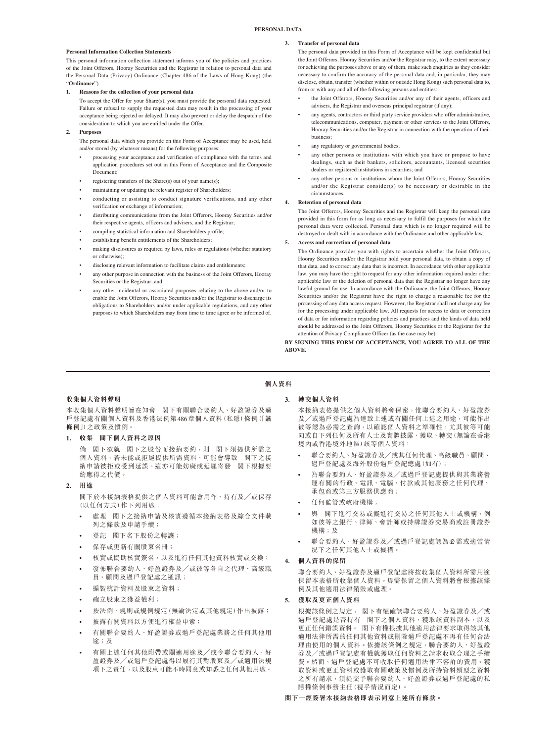## PERSONAL DATA

### Personal Information Collection Statements

This personal information collection statement informs you of the policies and practices of the Joint Offerors, Hooray Securities and the Registrar in relation to personal data and the Personal Data (Privacy) Ordinance (Chapter 486 of the Laws of Hong Kong) (the "**Ordinance**").

**1. Reasons for the collection of your personal data**

To accept the Offer for your Share(s), you must provide the personal data requested. Failure or refusal to supply the requested data may result in the processing of your acceptance being rejected or delayed. It may also prevent or delay the despatch of the consideration to which you are entitled under the Offer.

**2. Purposes**

The personal data which you provide on this Form of Acceptance may be used, held and/or stored (by whatever means) for the following purposes:

- processing your acceptance and verification of compliance with the terms and application procedures set out in this Form of Acceptance and the Composite Document;
- registering transfers of the Share(s) out of your name(s);
- maintaining or updating the relevant register of Shareholders;
- conducting or assisting to conduct signature verifications, and any other verification or exchange of information;
- distributing communications from the Joint Offerors, Hooray Securities and/or their respective agents, officers and advisers, and the Registrar;
- compiling statistical information and Shareholders profile;
- establishing benefit entitlements of the Shareholders;
- making disclosures as required by laws, rules or regulations (whether statutory or otherwise);
- disclosing relevant information to facilitate claims and entitlements;
- any other purpose in connection with the business of the Joint Offerors, Hooray Securities or the Registrar; and
- any other incidental or associated purposes relating to the above and/or to enable the Joint Offerors, Hooray Securities and/or the Registrar to discharge its obligations to Shareholders and/or under applicable regulations, and any other purposes to which Shareholders may from time to time agree or be informed of.

**3. Transfer of personal data**

The personal data provided in this Form of Acceptance will be kept confidential but the Joint Offerors, Hooray Securities and/or the Registrar may, to the extent necessary for achieving the purposes above or any of them, make such enquiries as they consider necessary to confirm the accuracy of the personal data and, in particular, they may disclose, obtain, transfer (whether within or outside Hong Kong) such personal data to, from or with any and all of the following persons and entities:

- the Joint Offerors, Hooray Securities and/or any of their agents, officers and advisers, the Registrar and overseas principal registrar (if any);
- any agents, contractors or third party service providers who offer administrative, telecommunications, computer, payment or other services to the Joint Offerors, Hooray Securities and/or the Registrar in connection with the operation of their business;
- any regulatory or governmental bodies;
- any other persons or institutions with which you have or propose to have dealings, such as their bankers, solicitors, accountants, licensed securities dealers or registered institutions in securities; and
- any other persons or institutions whom the Joint Offerors, Hooray Securities and/or the Registrar consider(s) to be necessary or desirable in the circumstances.

**4. Retention of personal data**

The Joint Offerors, Hooray Securities and the Registrar will keep the personal data provided in this form for as long as necessary to fulfil the purposes for which the personal data were collected. Personal data which is no longer required will be destroyed or dealt with in accordance with the Ordinance and other applicable law.

**5. Access and correction of personal data**

The Ordinance provides you with rights to ascertain whether the Joint Offerors, Hooray Securities and/or the Registrar hold your personal data, to obtain a copy of that data, and to correct any data that is incorrect. In accordance with other applicable law, you may have the right to request for any other information required under other applicable law or the deletion of personal data that the Registrar no longer have any lawful ground for use. In accordance with the Ordinance, the Joint Offerors, Hooray Securities and/or the Registrar have the right to charge a reasonable fee for the processing of any data access request. However, the Registrar shall not charge any fee for the processing under applicable law. All requests for access to data or correction of data or for information regarding policies and practices and the kinds of data held should be addressed to the Joint Offerors, Hooray Securities or the Registrar for the attention of Privacy Compliance Officer (as the case may be).

**BY SIGNING THIS FORM OF ACCEPTANCE, YOU AGREE TO ALL OF THE ABOVE.**

---

## 個人資料

### 收集個人資料聲明

本收集個人資料聲明旨在知會　閣下有關聯合要約人、好盈證券及過戶登記處有關個人資料及香港法例第486章個人資料(私隱)條例(「**該條例**」)之政策及慣例。

**1. 收集　閣下個人資料之原因**

倘　閣下欲就　閣下之股份而接納要約，則　閣下須提供所需之個人資料，若未能或拒絕提供所需資料，可能會導致　閣下之接納申請被拒或受到延誤。這亦可能妨礙或延遲寄發　閣下根據要約應得之代價。

**2. 用途**

閣下於本接納表格提供之個人資料可能會用作、持有及／或保存(以任何方式)作下列用途：

- 處理　閣下之接納申請及核實遵循本接納表格及綜合文件載列之條款及申請手續；
- 登記　閣下名下股份之轉讓；
- 保存或更新有關股東名冊；
- 核實或協助核實簽名，以及進行任何其他資料核實或交換；
- 發佈聯合要約人、好盈證券及／或彼等各自之代理、高級職員、顧問及過戶登記處之通訊；
- 編製統計資料及股東之資料；
- 確立股東之獲益權利；
- 按法例、規則或規例規定(無論法定或其他規定)作出披露；
- 披露有關資料以方便進行權益申索；
- 有關聯合要約人、好盈證券或過戶登記處業務之任何其他用途；及
- 有關上述任何其他附帶或關連用途及／或令聯合要約人、好盈證券及／或過戶登記處得以履行其對股東及／或適用法規項下之責任，以及股東可能不時同意或知悉之任何其他用途。

**3. 轉交個人資料**

本接納表格提供之個人資料將會保密，惟聯合要約人、好盈證券及／或過戶登記處為達致上述或有關任何上述之用途，可能作出彼等認為必需之查詢，以確認個人資料之準確性，尤其彼等可能向或自下列任何及所有人士及實體披露、獲取、轉交(無論在香港境內或香港境外地區)該等個人資料：

- 聯合要約人、好盈證券及／或其任何代理、高級職員、顧問、過戶登記處及海外股份過戶登記總處(如有)；
- 為聯合要約人、好盈證券及／或過戶登記處提供與其業務營運有關的行政、電訊、電腦、付款或其他服務之任何代理、承包商或第三方服務供應商；
- 任何監管或政府機構；
- 與　閣下進行交易或擬進行交易之任何其他人士或機構，例如彼等之銀行、律師、會計師或持牌證券交易商或註冊證券機構；及
- 聯合要約人、好盈證券及／或過戶登記處認為必需或適當情況下之任何其他人士或機構。

**4. 個人資料的保留**

聯合要約人、好盈證券及過戶登記處將按收集個人資料所需用途保留本表格所收集個人資料。毋需保留之個人資料將會根據該條例及其他適用法律銷毀或處理。

**5. 獲取及更正個人資料**

根據該條例之規定，　閣下有權確認聯合要約人、好盈證券及／或過戶登記處是否持有　閣下之個人資料，獲取該資料副本，以及更正任何錯誤資料。　閣下有權根據其他適用法律要求取得該其他適用法律所需的任何其他資料或刪除過戶登記處不再有任何合法理由使用的個人資料。依據該條例之規定，聯合要約人、好盈證券及／或過戶登記處有權就獲取任何資料之請求收取合理之手續費。然而，過戶登記處不可收取任何適用法律不容許的費用。獲取資料或更正資料或獲取有關政策及慣例及所持資料類型之資料之所有請求，須提交予聯合要約人、好盈證券或過戶登記處的私隱權條例事務主任(視乎情況而定)。

**閣下一經簽署本接納表格即表示同意上述所有條款。**